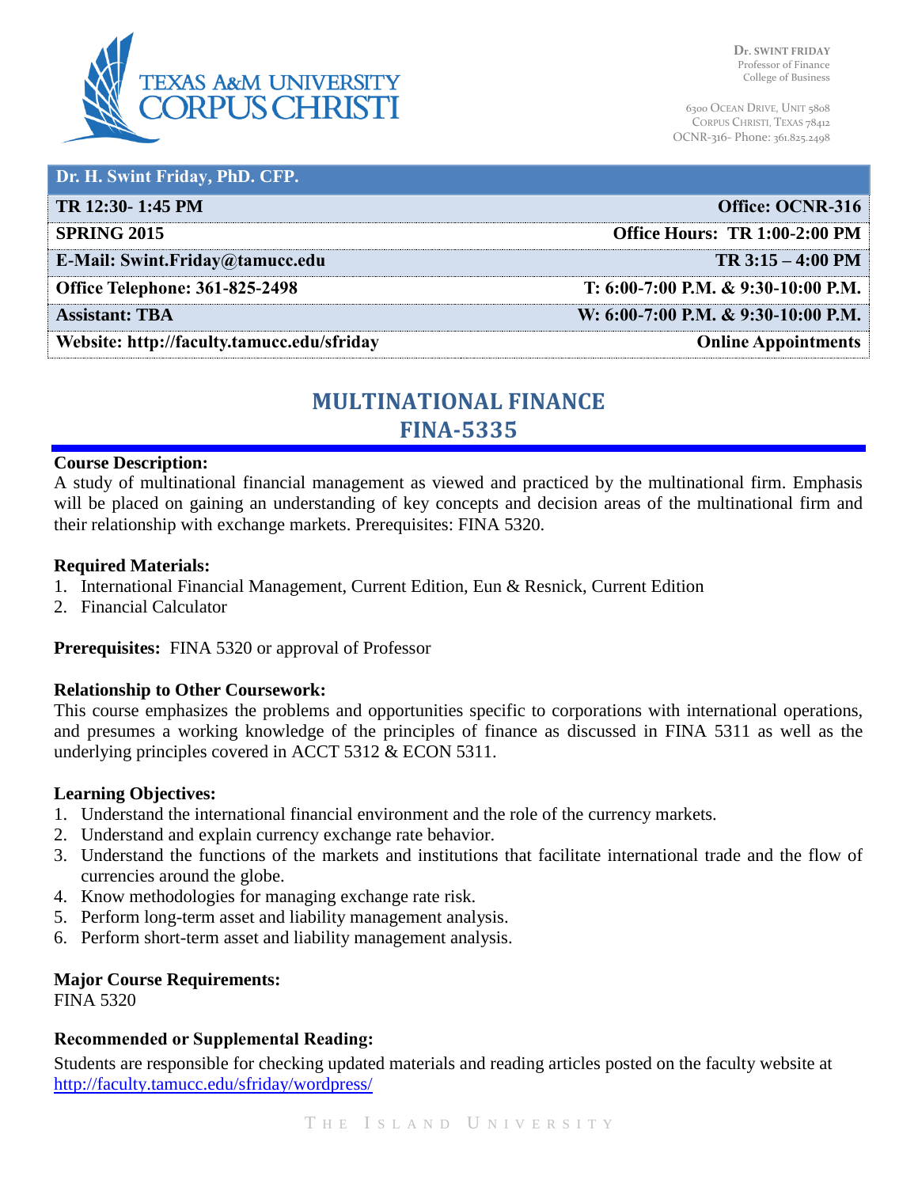Dr. SWINT FRIDAY
Professor of Finance
College of Business

6300 Ocean Drive, Unit 5808
Corpus Christi, Texas 78412
OCNR-316- Phone: 361.825.2498

| Dr. H. Swint Friday, PhD. CFP. | |
|---|---|
| TR 12:30- 1:45 PM | Office: OCNR-316 |
| SPRING 2015 | Office Hours: TR 1:00-2:00 PM |
| E-Mail: Swint.Friday@tamucc.edu | TR 3:15 – 4:00 PM |
| Office Telephone: 361-825-2498 | T: 6:00-7:00 P.M. & 9:30-10:00 P.M. |
| Assistant: TBA | W: 6:00-7:00 P.M. & 9:30-10:00 P.M. |
| Website: http://faculty.tamucc.edu/sfriday | Online Appointments |

# MULTINATIONAL FINANCE
# FINA-5335

**Course Description:**
A study of multinational financial management as viewed and practiced by the multinational firm. Emphasis will be placed on gaining an understanding of key concepts and decision areas of the multinational firm and their relationship with exchange markets. Prerequisites: FINA 5320.

**Required Materials:**
1. International Financial Management, Current Edition, Eun & Resnick, Current Edition
2. Financial Calculator

**Prerequisites:** FINA 5320 or approval of Professor

**Relationship to Other Coursework:**
This course emphasizes the problems and opportunities specific to corporations with international operations, and presumes a working knowledge of the principles of finance as discussed in FINA 5311 as well as the underlying principles covered in ACCT 5312 & ECON 5311.

**Learning Objectives:**
1. Understand the international financial environment and the role of the currency markets.
2. Understand and explain currency exchange rate behavior.
3. Understand the functions of the markets and institutions that facilitate international trade and the flow of currencies around the globe.
4. Know methodologies for managing exchange rate risk.
5. Perform long-term asset and liability management analysis.
6. Perform short-term asset and liability management analysis.

**Major Course Requirements:**
FINA 5320

**Recommended or Supplemental Reading:**
Students are responsible for checking updated materials and reading articles posted on the faculty website at http://faculty.tamucc.edu/sfriday/wordpress/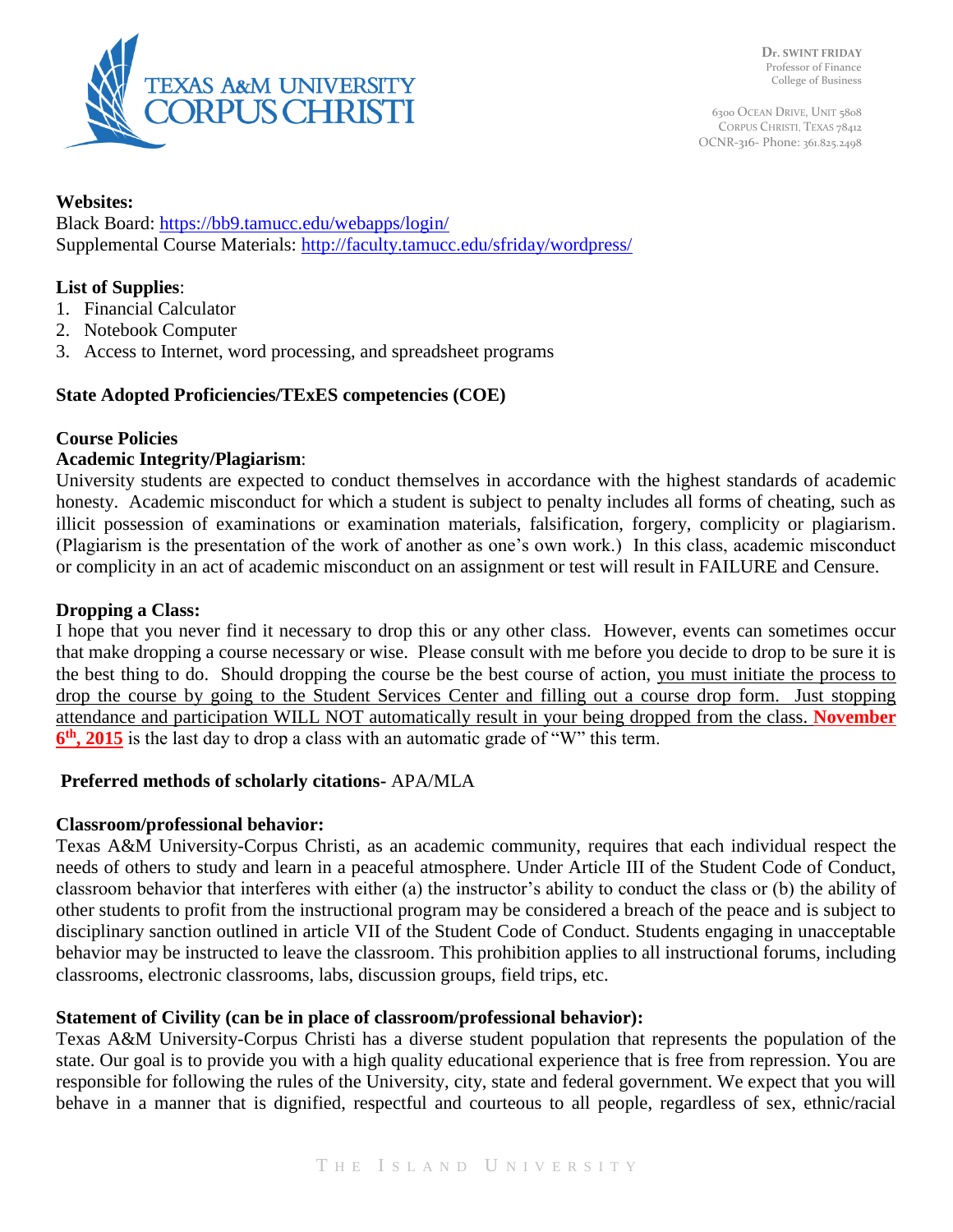**Websites:**
Black Board: https://bb9.tamucc.edu/webapps/login/
Supplemental Course Materials: http://faculty.tamucc.edu/sfriday/wordpress/

**List of Supplies**:
1. Financial Calculator
2. Notebook Computer
3. Access to Internet, word processing, and spreadsheet programs

**State Adopted Proficiencies/TExES competencies (COE)**

**Course Policies**

**Academic Integrity/Plagiarism**:
University students are expected to conduct themselves in accordance with the highest standards of academic honesty. Academic misconduct for which a student is subject to penalty includes all forms of cheating, such as illicit possession of examinations or examination materials, falsification, forgery, complicity or plagiarism. (Plagiarism is the presentation of the work of another as one's own work.) In this class, academic misconduct or complicity in an act of academic misconduct on an assignment or test will result in FAILURE and Censure.

**Dropping a Class:**
I hope that you never find it necessary to drop this or any other class. However, events can sometimes occur that make dropping a course necessary or wise. Please consult with me before you decide to drop to be sure it is the best thing to do. Should dropping the course be the best course of action, you must initiate the process to drop the course by going to the Student Services Center and filling out a course drop form. Just stopping attendance and participation WILL NOT automatically result in your being dropped from the class. **November 6th, 2015** is the last day to drop a class with an automatic grade of "W" this term.

**Preferred methods of scholarly citations-** APA/MLA

**Classroom/professional behavior:**
Texas A&M University-Corpus Christi, as an academic community, requires that each individual respect the needs of others to study and learn in a peaceful atmosphere. Under Article III of the Student Code of Conduct, classroom behavior that interferes with either (a) the instructor's ability to conduct the class or (b) the ability of other students to profit from the instructional program may be considered a breach of the peace and is subject to disciplinary sanction outlined in article VII of the Student Code of Conduct. Students engaging in unacceptable behavior may be instructed to leave the classroom. This prohibition applies to all instructional forums, including classrooms, electronic classrooms, labs, discussion groups, field trips, etc.

**Statement of Civility (can be in place of classroom/professional behavior):**
Texas A&M University-Corpus Christi has a diverse student population that represents the population of the state. Our goal is to provide you with a high quality educational experience that is free from repression. You are responsible for following the rules of the University, city, state and federal government. We expect that you will behave in a manner that is dignified, respectful and courteous to all people, regardless of sex, ethnic/racial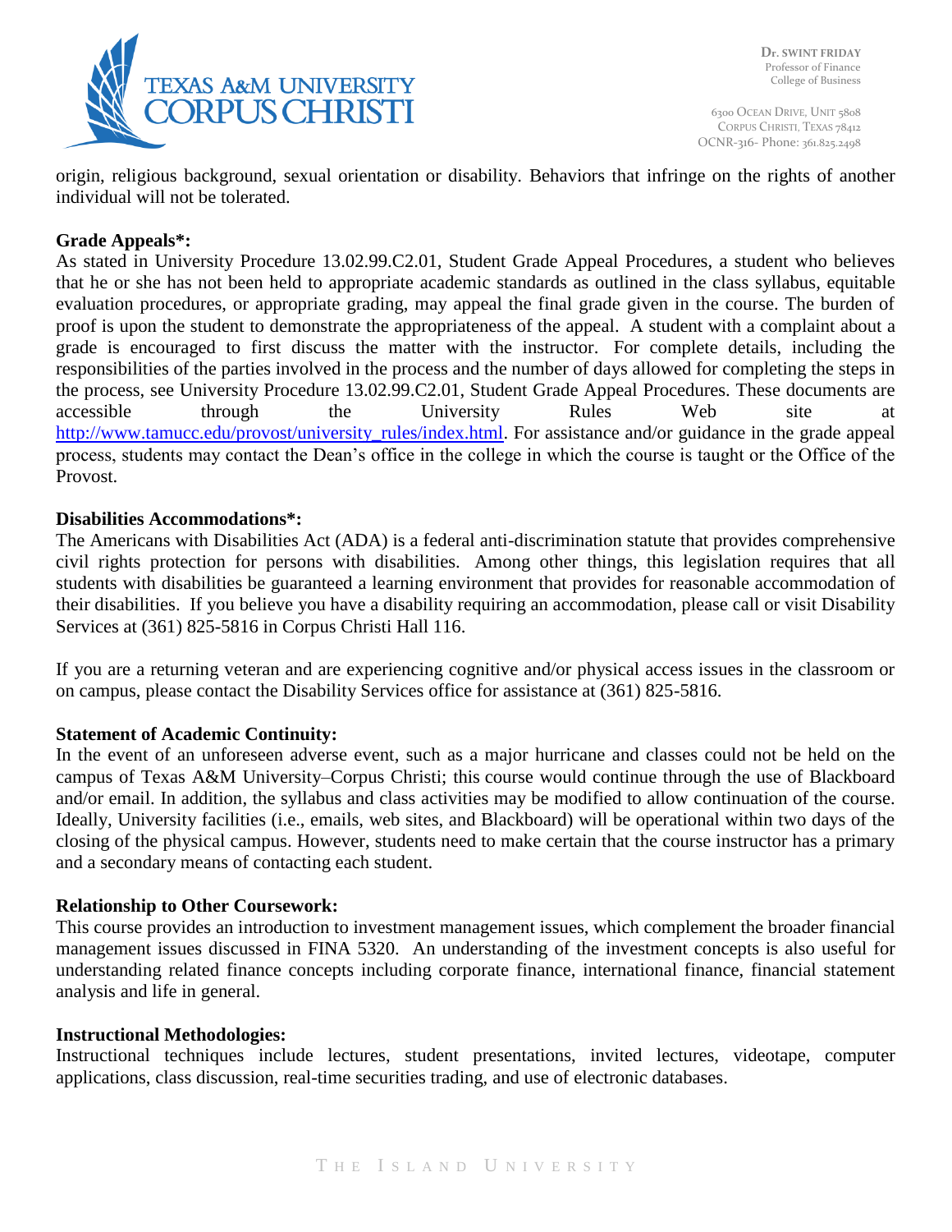origin, religious background, sexual orientation or disability. Behaviors that infringe on the rights of another individual will not be tolerated.

**Grade Appeals*:**

As stated in University Procedure 13.02.99.C2.01, Student Grade Appeal Procedures, a student who believes that he or she has not been held to appropriate academic standards as outlined in the class syllabus, equitable evaluation procedures, or appropriate grading, may appeal the final grade given in the course. The burden of proof is upon the student to demonstrate the appropriateness of the appeal. A student with a complaint about a grade is encouraged to first discuss the matter with the instructor. For complete details, including the responsibilities of the parties involved in the process and the number of days allowed for completing the steps in the process, see University Procedure 13.02.99.C2.01, Student Grade Appeal Procedures. These documents are accessible through the University Rules Web site at http://www.tamucc.edu/provost/university_rules/index.html. For assistance and/or guidance in the grade appeal process, students may contact the Dean's office in the college in which the course is taught or the Office of the Provost.

**Disabilities Accommodations*:**

The Americans with Disabilities Act (ADA) is a federal anti-discrimination statute that provides comprehensive civil rights protection for persons with disabilities. Among other things, this legislation requires that all students with disabilities be guaranteed a learning environment that provides for reasonable accommodation of their disabilities. If you believe you have a disability requiring an accommodation, please call or visit Disability Services at (361) 825-5816 in Corpus Christi Hall 116.

If you are a returning veteran and are experiencing cognitive and/or physical access issues in the classroom or on campus, please contact the Disability Services office for assistance at (361) 825-5816.

**Statement of Academic Continuity:**

In the event of an unforeseen adverse event, such as a major hurricane and classes could not be held on the campus of Texas A&M University–Corpus Christi; this course would continue through the use of Blackboard and/or email. In addition, the syllabus and class activities may be modified to allow continuation of the course. Ideally, University facilities (i.e., emails, web sites, and Blackboard) will be operational within two days of the closing of the physical campus. However, students need to make certain that the course instructor has a primary and a secondary means of contacting each student.

**Relationship to Other Coursework:**

This course provides an introduction to investment management issues, which complement the broader financial management issues discussed in FINA 5320. An understanding of the investment concepts is also useful for understanding related finance concepts including corporate finance, international finance, financial statement analysis and life in general.

**Instructional Methodologies:**

Instructional techniques include lectures, student presentations, invited lectures, videotape, computer applications, class discussion, real-time securities trading, and use of electronic databases.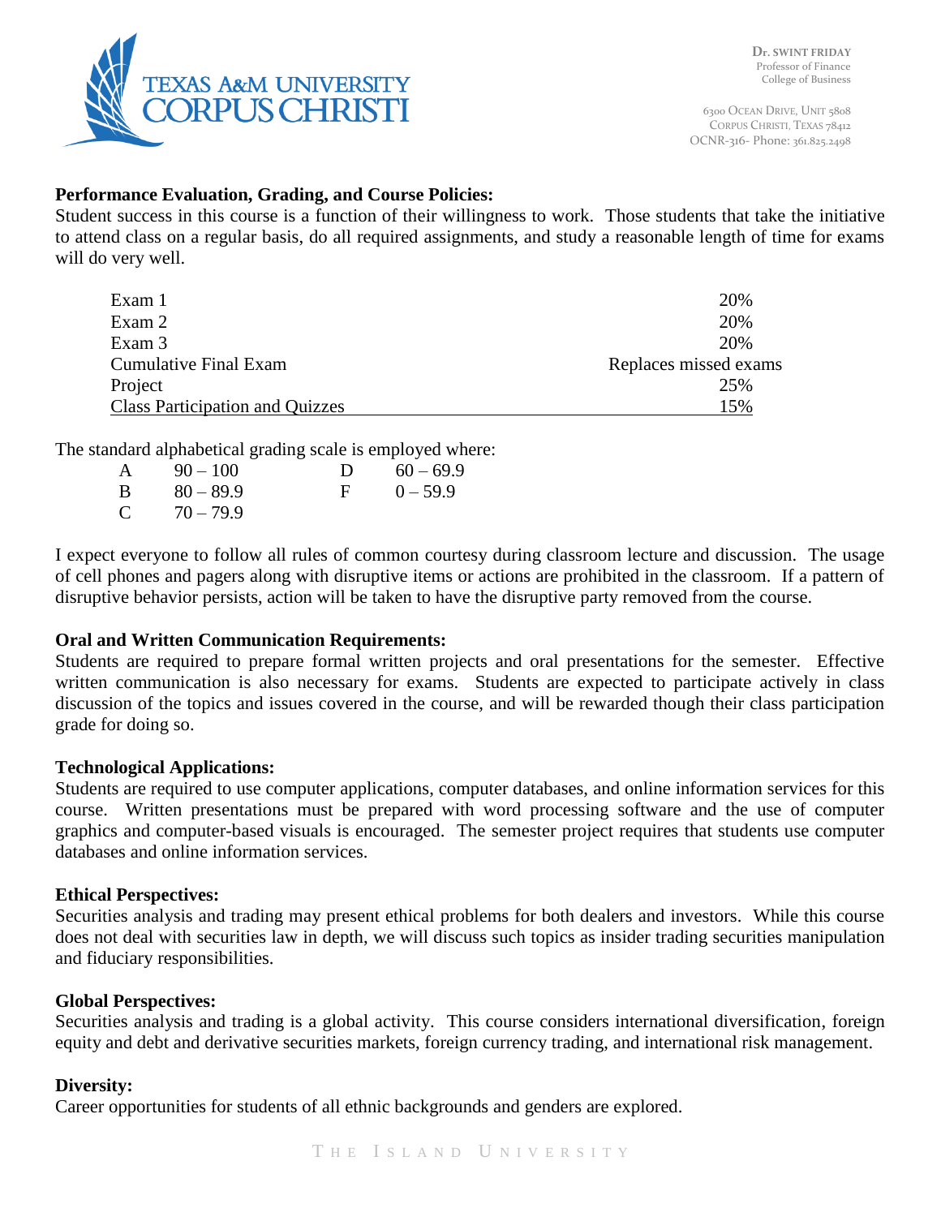**Performance Evaluation, Grading, and Course Policies:**

Student success in this course is a function of their willingness to work. Those students that take the initiative to attend class on a regular basis, do all required assignments, and study a reasonable length of time for exams will do very well.

| | |
|---|---|
| Exam 1 | 20% |
| Exam 2 | 20% |
| Exam 3 | 20% |
| Cumulative Final Exam | Replaces missed exams |
| Project | 25% |
| Class Participation and Quizzes | 15% |

The standard alphabetical grading scale is employed where:

| | | | |
|---|---|---|---|
| A | 90 – 100 | D | 60 – 69.9 |
| B | 80 – 89.9 | F | 0 – 59.9 |
| C | 70 – 79.9 | | |

I expect everyone to follow all rules of common courtesy during classroom lecture and discussion. The usage of cell phones and pagers along with disruptive items or actions are prohibited in the classroom. If a pattern of disruptive behavior persists, action will be taken to have the disruptive party removed from the course.

**Oral and Written Communication Requirements:**

Students are required to prepare formal written projects and oral presentations for the semester. Effective written communication is also necessary for exams. Students are expected to participate actively in class discussion of the topics and issues covered in the course, and will be rewarded though their class participation grade for doing so.

**Technological Applications:**

Students are required to use computer applications, computer databases, and online information services for this course. Written presentations must be prepared with word processing software and the use of computer graphics and computer-based visuals is encouraged. The semester project requires that students use computer databases and online information services.

**Ethical Perspectives:**

Securities analysis and trading may present ethical problems for both dealers and investors. While this course does not deal with securities law in depth, we will discuss such topics as insider trading securities manipulation and fiduciary responsibilities.

**Global Perspectives:**

Securities analysis and trading is a global activity. This course considers international diversification, foreign equity and debt and derivative securities markets, foreign currency trading, and international risk management.

**Diversity:**

Career opportunities for students of all ethnic backgrounds and genders are explored.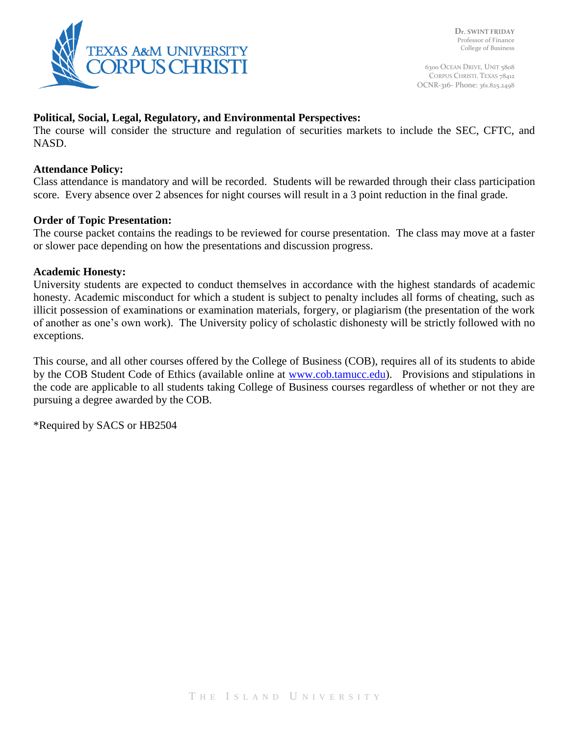**Political, Social, Legal, Regulatory, and Environmental Perspectives:**
The course will consider the structure and regulation of securities markets to include the SEC, CFTC, and NASD.

**Attendance Policy:**
Class attendance is mandatory and will be recorded. Students will be rewarded through their class participation score. Every absence over 2 absences for night courses will result in a 3 point reduction in the final grade.

**Order of Topic Presentation:**
The course packet contains the readings to be reviewed for course presentation. The class may move at a faster or slower pace depending on how the presentations and discussion progress.

**Academic Honesty:**
University students are expected to conduct themselves in accordance with the highest standards of academic honesty. Academic misconduct for which a student is subject to penalty includes all forms of cheating, such as illicit possession of examinations or examination materials, forgery, or plagiarism (the presentation of the work of another as one's own work). The University policy of scholastic dishonesty will be strictly followed with no exceptions.

This course, and all other courses offered by the College of Business (COB), requires all of its students to abide by the COB Student Code of Ethics (available online at [www.cob.tamucc.edu](http://www.cob.tamucc.edu)). Provisions and stipulations in the code are applicable to all students taking College of Business courses regardless of whether or not they are pursuing a degree awarded by the COB.

*Required by SACS or HB2504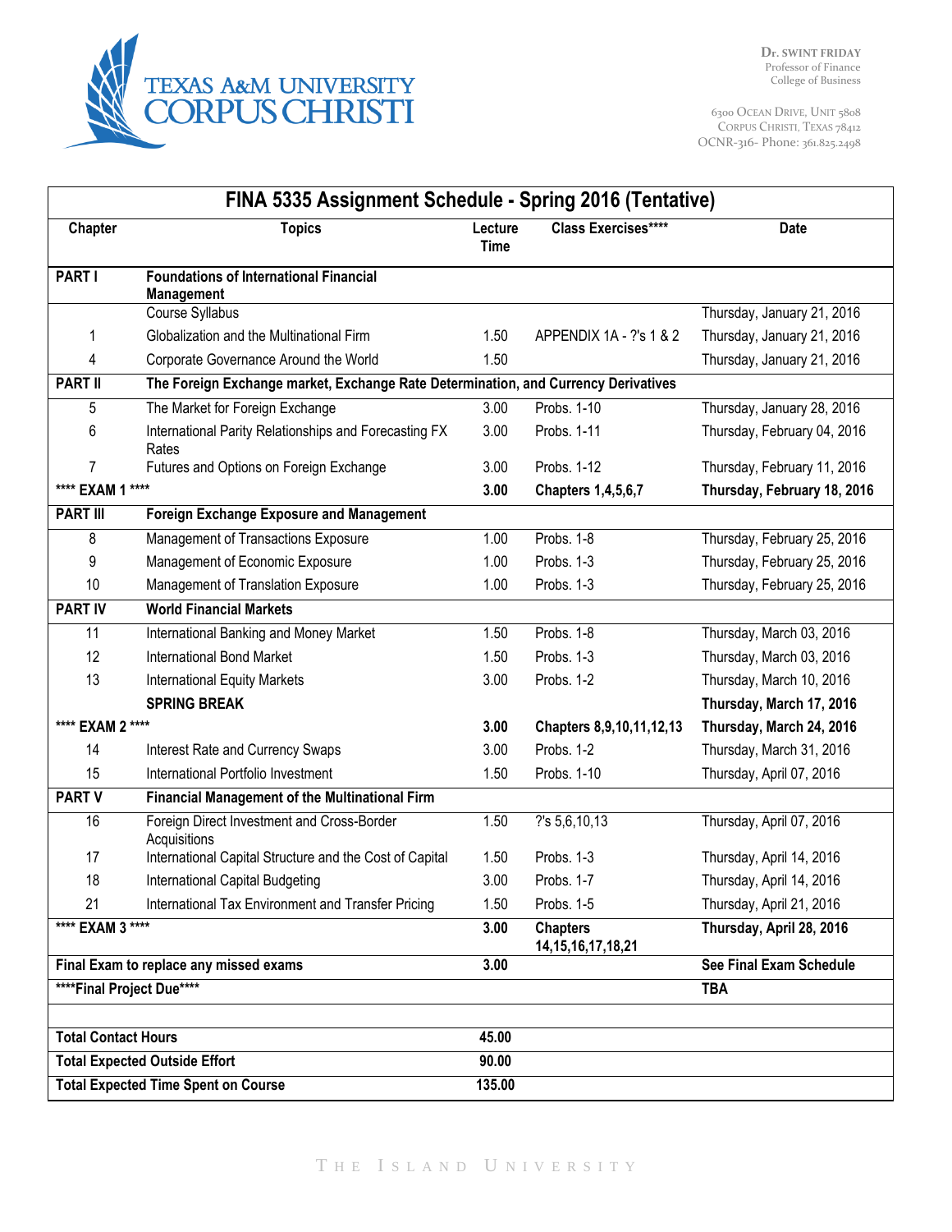Dr. Swint Friday
Professor of Finance
College of Business

6300 Ocean Drive, Unit 5808
Corpus Christi, Texas 78412
OCNR-316- Phone: 361.825.2498

## FINA 5335 Assignment Schedule - Spring 2016 (Tentative)

| Chapter | Topics | Lecture Time | Class Exercises**** | Date |
|---|---|---|---|---|
| **PART I** | **Foundations of International Financial Management** | | | |
| | Course Syllabus | | | Thursday, January 21, 2016 |
| 1 | Globalization and the Multinational Firm | 1.50 | APPENDIX 1A - ?'s 1 & 2 | Thursday, January 21, 2016 |
| 4 | Corporate Governance Around the World | 1.50 | | Thursday, January 21, 2016 |
| **PART II** | **The Foreign Exchange market, Exchange Rate Determination, and Currency Derivatives** | | | |
| 5 | The Market for Foreign Exchange | 3.00 | Probs. 1-10 | Thursday, January 28, 2016 |
| 6 | International Parity Relationships and Forecasting FX Rates | 3.00 | Probs. 1-11 | Thursday, February 04, 2016 |
| 7 | Futures and Options on Foreign Exchange | 3.00 | Probs. 1-12 | Thursday, February 11, 2016 |
| **\*\*\*\* EXAM 1 \*\*\*\*** | | **3.00** | **Chapters 1,4,5,6,7** | **Thursday, February 18, 2016** |
| **PART III** | **Foreign Exchange Exposure and Management** | | | |
| 8 | Management of Transactions Exposure | 1.00 | Probs. 1-8 | Thursday, February 25, 2016 |
| 9 | Management of Economic Exposure | 1.00 | Probs. 1-3 | Thursday, February 25, 2016 |
| 10 | Management of Translation Exposure | 1.00 | Probs. 1-3 | Thursday, February 25, 2016 |
| **PART IV** | **World Financial Markets** | | | |
| 11 | International Banking and Money Market | 1.50 | Probs. 1-8 | Thursday, March 03, 2016 |
| 12 | International Bond Market | 1.50 | Probs. 1-3 | Thursday, March 03, 2016 |
| 13 | International Equity Markets | 3.00 | Probs. 1-2 | Thursday, March 10, 2016 |
| | **SPRING BREAK** | | | **Thursday, March 17, 2016** |
| **\*\*\*\* EXAM 2 \*\*\*\*** | | **3.00** | **Chapters 8,9,10,11,12,13** | **Thursday, March 24, 2016** |
| 14 | Interest Rate and Currency Swaps | 3.00 | Probs. 1-2 | Thursday, March 31, 2016 |
| 15 | International Portfolio Investment | 1.50 | Probs. 1-10 | Thursday, April 07, 2016 |
| **PART V** | **Financial Management of the Multinational Firm** | | | |
| 16 | Foreign Direct Investment and Cross-Border Acquisitions | 1.50 | ?'s 5,6,10,13 | Thursday, April 07, 2016 |
| 17 | International Capital Structure and the Cost of Capital | 1.50 | Probs. 1-3 | Thursday, April 14, 2016 |
| 18 | International Capital Budgeting | 3.00 | Probs. 1-7 | Thursday, April 14, 2016 |
| 21 | International Tax Environment and Transfer Pricing | 1.50 | Probs. 1-5 | Thursday, April 21, 2016 |
| **\*\*\*\* EXAM 3 \*\*\*\*** | | **3.00** | **Chapters 14,15,16,17,18,21** | **Thursday, April 28, 2016** |
| **Final Exam to replace any missed exams** | | **3.00** | | **See Final Exam Schedule** |
| **\*\*\*\*Final Project Due\*\*\*\*** | | | | **TBA** |
| | | | | |
| **Total Contact Hours** | | **45.00** | | |
| **Total Expected Outside Effort** | | **90.00** | | |
| **Total Expected Time Spent on Course** | | **135.00** | | |

The Island University